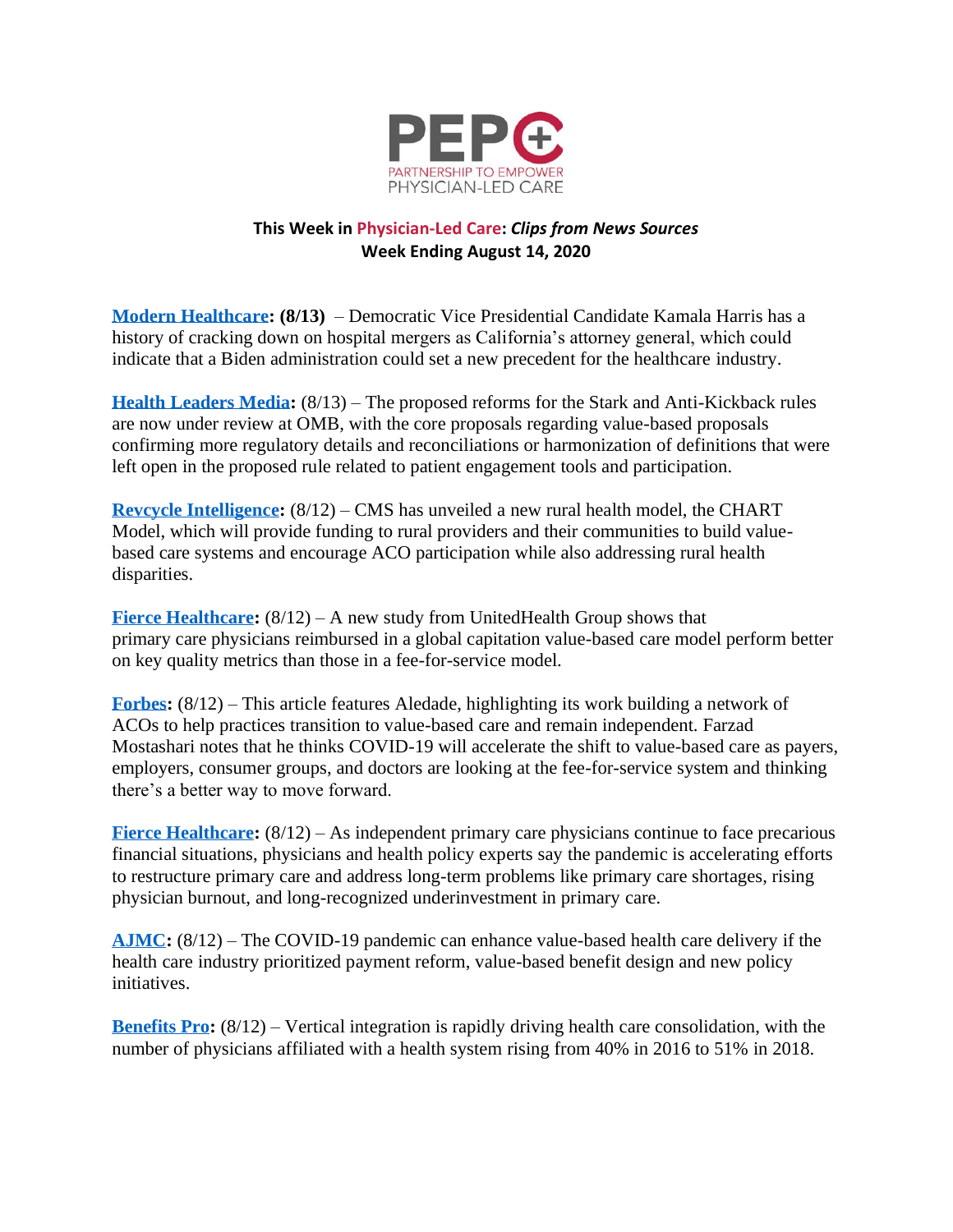PEP+

PARTNERSHIP TO EMPOWER PHYSICIAN-LED CARE

**This Week in Physician-Led Care: *Clips from News Sources***
**Week Ending August 14, 2020**

**Modern Healthcare: (8/13)** – Democratic Vice Presidential Candidate Kamala Harris has a history of cracking down on hospital mergers as California's attorney general, which could indicate that a Biden administration could set a new precedent for the healthcare industry.

**Health Leaders Media:** (8/13) – The proposed reforms for the Stark and Anti-Kickback rules are now under review at OMB, with the core proposals regarding value-based proposals confirming more regulatory details and reconciliations or harmonization of definitions that were left open in the proposed rule related to patient engagement tools and participation.

**Revcycle Intelligence:** (8/12) – CMS has unveiled a new rural health model, the CHART Model, which will provide funding to rural providers and their communities to build value-based care systems and encourage ACO participation while also addressing rural health disparities.

**Fierce Healthcare:** (8/12) – A new study from UnitedHealth Group shows that primary care physicians reimbursed in a global capitation value-based care model perform better on key quality metrics than those in a fee-for-service model.

**Forbes:** (8/12) – This article features Aledade, highlighting its work building a network of ACOs to help practices transition to value-based care and remain independent. Farzad Mostashari notes that he thinks COVID-19 will accelerate the shift to value-based care as payers, employers, consumer groups, and doctors are looking at the fee-for-service system and thinking there's a better way to move forward.

**Fierce Healthcare:** (8/12) – As independent primary care physicians continue to face precarious financial situations, physicians and health policy experts say the pandemic is accelerating efforts to restructure primary care and address long-term problems like primary care shortages, rising physician burnout, and long-recognized underinvestment in primary care.

**AJMC:** (8/12) – The COVID-19 pandemic can enhance value-based health care delivery if the health care industry prioritized payment reform, value-based benefit design and new policy initiatives.

**Benefits Pro:** (8/12) – Vertical integration is rapidly driving health care consolidation, with the number of physicians affiliated with a health system rising from 40% in 2016 to 51% in 2018.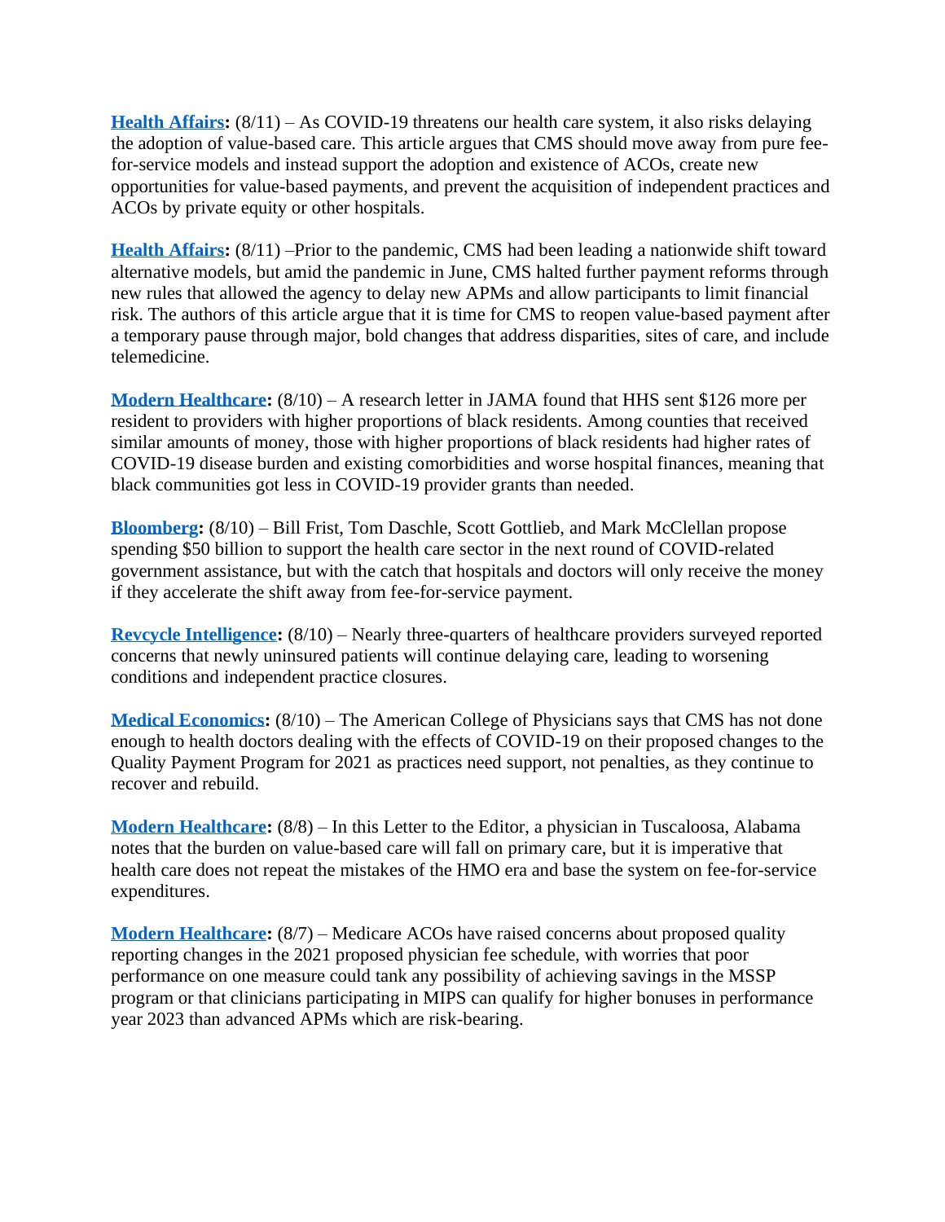**Health Affairs:** (8/11) – As COVID-19 threatens our health care system, it also risks delaying the adoption of value-based care. This article argues that CMS should move away from pure fee-for-service models and instead support the adoption and existence of ACOs, create new opportunities for value-based payments, and prevent the acquisition of independent practices and ACOs by private equity or other hospitals.

**Health Affairs:** (8/11) –Prior to the pandemic, CMS had been leading a nationwide shift toward alternative models, but amid the pandemic in June, CMS halted further payment reforms through new rules that allowed the agency to delay new APMs and allow participants to limit financial risk. The authors of this article argue that it is time for CMS to reopen value-based payment after a temporary pause through major, bold changes that address disparities, sites of care, and include telemedicine.

**Modern Healthcare:** (8/10) – A research letter in JAMA found that HHS sent $126 more per resident to providers with higher proportions of black residents. Among counties that received similar amounts of money, those with higher proportions of black residents had higher rates of COVID-19 disease burden and existing comorbidities and worse hospital finances, meaning that black communities got less in COVID-19 provider grants than needed.

**Bloomberg:** (8/10) – Bill Frist, Tom Daschle, Scott Gottlieb, and Mark McClellan propose spending $50 billion to support the health care sector in the next round of COVID-related government assistance, but with the catch that hospitals and doctors will only receive the money if they accelerate the shift away from fee-for-service payment.

**Revcycle Intelligence:** (8/10) – Nearly three-quarters of healthcare providers surveyed reported concerns that newly uninsured patients will continue delaying care, leading to worsening conditions and independent practice closures.

**Medical Economics:** (8/10) – The American College of Physicians says that CMS has not done enough to health doctors dealing with the effects of COVID-19 on their proposed changes to the Quality Payment Program for 2021 as practices need support, not penalties, as they continue to recover and rebuild.

**Modern Healthcare:** (8/8) – In this Letter to the Editor, a physician in Tuscaloosa, Alabama notes that the burden on value-based care will fall on primary care, but it is imperative that health care does not repeat the mistakes of the HMO era and base the system on fee-for-service expenditures.

**Modern Healthcare:** (8/7) – Medicare ACOs have raised concerns about proposed quality reporting changes in the 2021 proposed physician fee schedule, with worries that poor performance on one measure could tank any possibility of achieving savings in the MSSP program or that clinicians participating in MIPS can qualify for higher bonuses in performance year 2023 than advanced APMs which are risk-bearing.